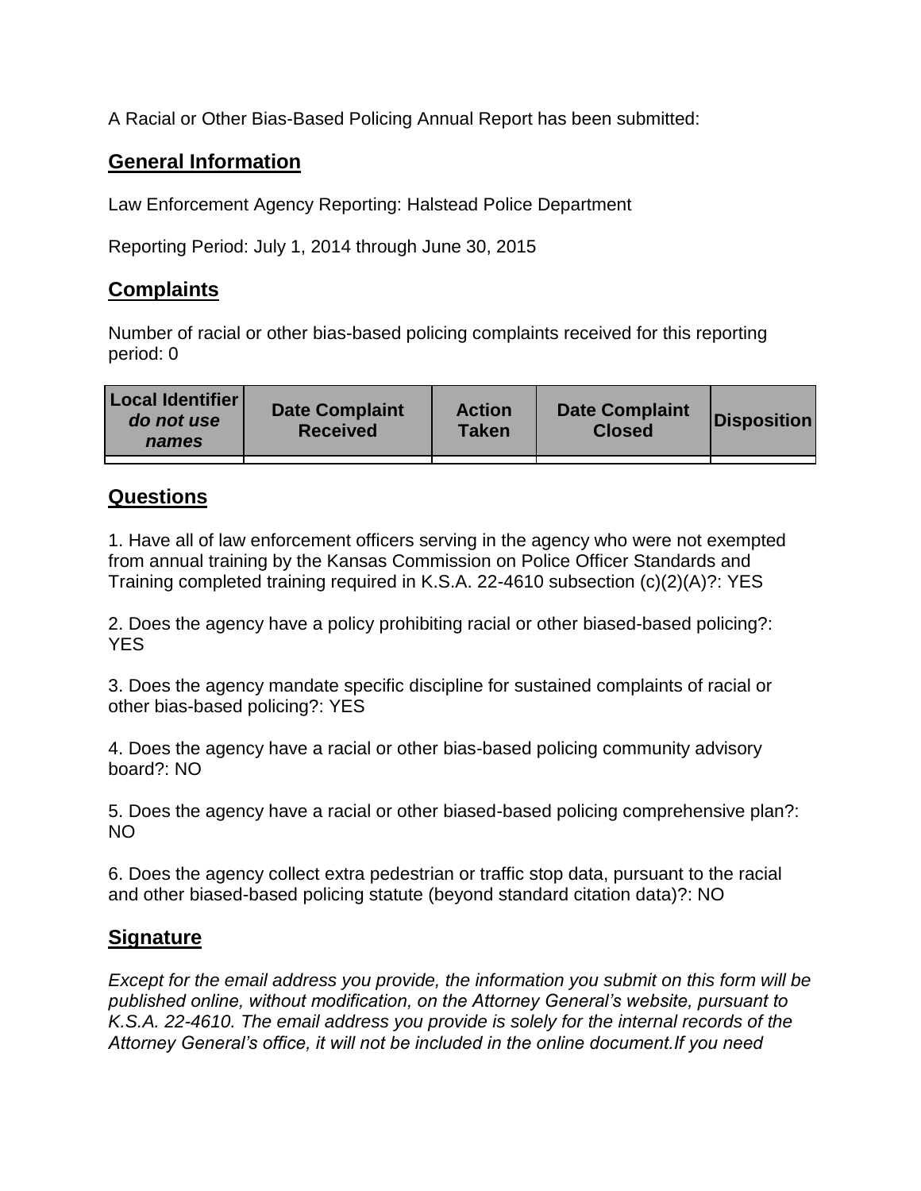A Racial or Other Bias-Based Policing Annual Report has been submitted:

## General Information

Law Enforcement Agency Reporting: Halstead Police Department

Reporting Period: July 1, 2014 through June 30, 2015

## Complaints

Number of racial or other bias-based policing complaints received for this reporting period: 0

| Local Identifier *do not use names* | Date Complaint Received | Action Taken | Date Complaint Closed | Disposition |
|---|---|---|---|---|
| | | | | |

## Questions

1. Have all of law enforcement officers serving in the agency who were not exempted from annual training by the Kansas Commission on Police Officer Standards and Training completed training required in K.S.A. 22-4610 subsection (c)(2)(A)?: YES

2. Does the agency have a policy prohibiting racial or other biased-based policing?: YES

3. Does the agency mandate specific discipline for sustained complaints of racial or other bias-based policing?: YES

4. Does the agency have a racial or other bias-based policing community advisory board?: NO

5. Does the agency have a racial or other biased-based policing comprehensive plan?: NO

6. Does the agency collect extra pedestrian or traffic stop data, pursuant to the racial and other biased-based policing statute (beyond standard citation data)?: NO

## Signature

*Except for the email address you provide, the information you submit on this form will be published online, without modification, on the Attorney General's website, pursuant to K.S.A. 22-4610. The email address you provide is solely for the internal records of the Attorney General's office, it will not be included in the online document.If you need*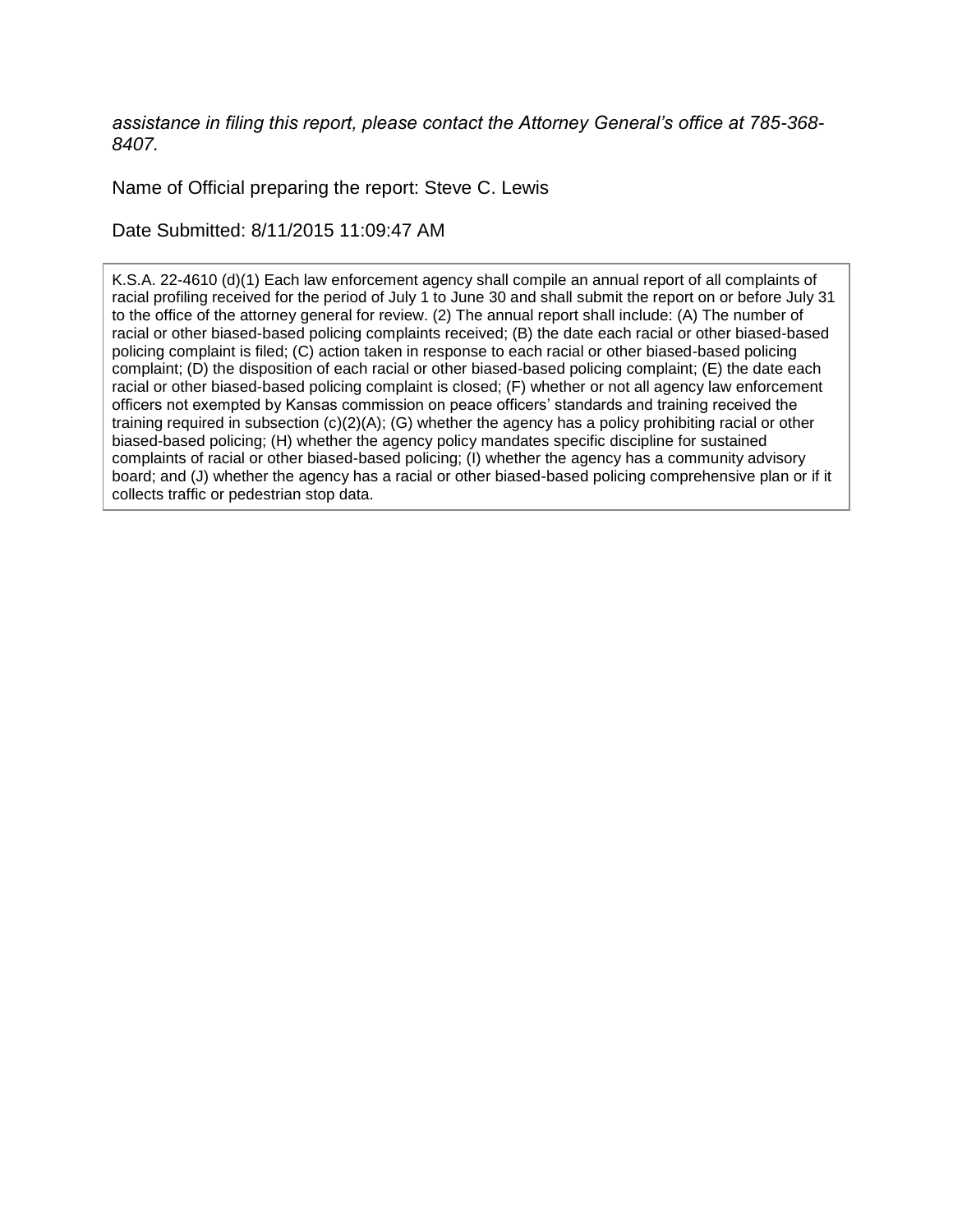*assistance in filing this report, please contact the Attorney General's office at 785-368-8407.*

Name of Official preparing the report: Steve C. Lewis

Date Submitted: 8/11/2015 11:09:47 AM

K.S.A. 22-4610 (d)(1) Each law enforcement agency shall compile an annual report of all complaints of racial profiling received for the period of July 1 to June 30 and shall submit the report on or before July 31 to the office of the attorney general for review. (2) The annual report shall include: (A) The number of racial or other biased-based policing complaints received; (B) the date each racial or other biased-based policing complaint is filed; (C) action taken in response to each racial or other biased-based policing complaint; (D) the disposition of each racial or other biased-based policing complaint; (E) the date each racial or other biased-based policing complaint is closed; (F) whether or not all agency law enforcement officers not exempted by Kansas commission on peace officers' standards and training received the training required in subsection (c)(2)(A); (G) whether the agency has a policy prohibiting racial or other biased-based policing; (H) whether the agency policy mandates specific discipline for sustained complaints of racial or other biased-based policing; (I) whether the agency has a community advisory board; and (J) whether the agency has a racial or other biased-based policing comprehensive plan or if it collects traffic or pedestrian stop data.